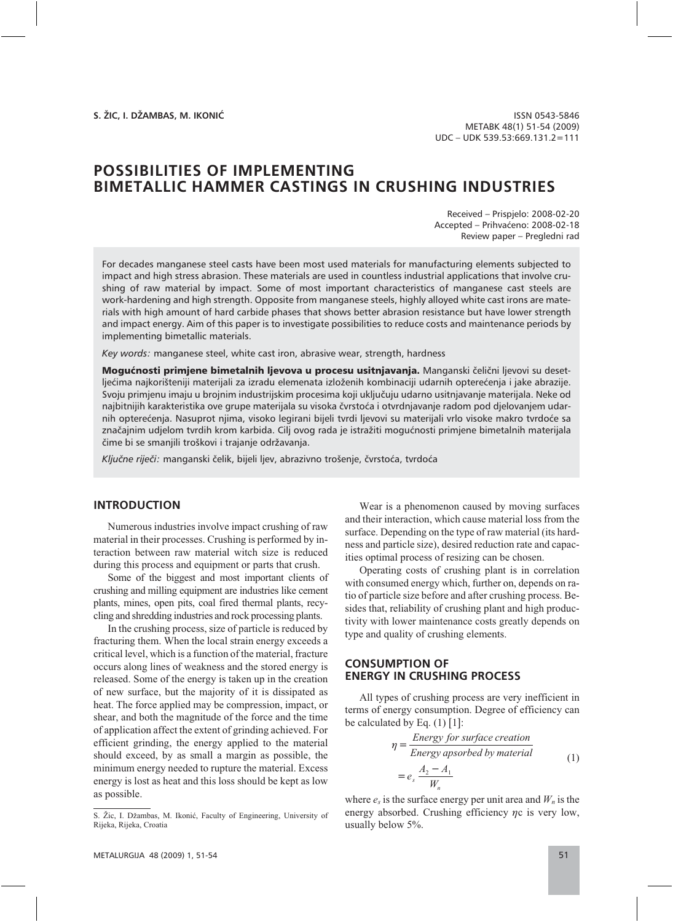S. ŽIC, I. DŽAMBAS, M. IKONIĆ

ISSN 0543-5846
METABK 48(1) 51-54 (2009)
UDC – UDK 539.53:669.131.2=111

# POSSIBILITIES OF IMPLEMENTING BIMETALLIC HAMMER CASTINGS IN CRUSHING INDUSTRIES

Received – Prispjelo: 2008-02-20
Accepted – Prihvaćeno: 2008-02-18
Review paper – Pregledni rad

For decades manganese steel casts have been most used materials for manufacturing elements subjected to impact and high stress abrasion. These materials are used in countless industrial applications that involve crushing of raw material by impact. Some of most important characteristics of manganese cast steels are work-hardening and high strength. Opposite from manganese steels, highly alloyed white cast irons are materials with high amount of hard carbide phases that shows better abrasion resistance but have lower strength and impact energy. Aim of this paper is to investigate possibilities to reduce costs and maintenance periods by implementing bimetallic materials.

*Key words:* manganese steel, white cast iron, abrasive wear, strength, hardness

**Mogućnosti primjene bimetalnih ljevova u procesu usitnjavanja.** Manganski čelični ljevovi su desetljećima najkorišteniji materijali za izradu elemenata izloženih kombinaciji udarnih opterećenja i jake abrazije. Svoju primjenu imaju u brojnim industrijskim procesima koji uključuju udarno usitnjavanje materijala. Neke od najbitnijih karakteristika ove grupe materijala su visoka čvrstoća i otvrdnjavanje radom pod djelovanjem udarnih opterećenja. Nasuprot njima, visoko legirani bijeli tvrdi ljevovi su materijali vrlo visoke makro tvrdoće sa značajnim udjelom tvrdih krom karbida. Cilj ovog rada je istražiti mogućnosti primjene bimetalnih materijala čime bi se smanjili troškovi i trajanje održavanja.

*Ključne riječi:* manganski čelik, bijeli ljev, abrazivno trošenje, čvrstoća, tvrdoća

## INTRODUCTION

Numerous industries involve impact crushing of raw material in their processes. Crushing is performed by interaction between raw material witch size is reduced during this process and equipment or parts that crush.

Some of the biggest and most important clients of crushing and milling equipment are industries like cement plants, mines, open pits, coal fired thermal plants, recycling and shredding industries and rock processing plants.

In the crushing process, size of particle is reduced by fracturing them. When the local strain energy exceeds a critical level, which is a function of the material, fracture occurs along lines of weakness and the stored energy is released. Some of the energy is taken up in the creation of new surface, but the majority of it is dissipated as heat. The force applied may be compression, impact, or shear, and both the magnitude of the force and the time of application affect the extent of grinding achieved. For efficient grinding, the energy applied to the material should exceed, by as small a margin as possible, the minimum energy needed to rupture the material. Excess energy is lost as heat and this loss should be kept as low as possible.

S. Žic, I. Džambas, M. Ikonić, Faculty of Engineering, University of Rijeka, Rijeka, Croatia

Wear is a phenomenon caused by moving surfaces and their interaction, which cause material loss from the surface. Depending on the type of raw material (its hardness and particle size), desired reduction rate and capacities optimal process of resizing can be chosen.

Operating costs of crushing plant is in correlation with consumed energy which, further on, depends on ratio of particle size before and after crushing process. Besides that, reliability of crushing plant and high productivity with lower maintenance costs greatly depends on type and quality of crushing elements.

## CONSUMPTION OF ENERGY IN CRUSHING PROCESS

All types of crushing process are very inefficient in terms of energy consumption. Degree of efficiency can be calculated by Eq. (1) [1]:

$$\eta = \frac{\text{Energy for surface creation}}{\text{Energy apsorbed by material}} = e_s \frac{A_2 - A_1}{W_n} \tag{1}$$

where $e_s$ is the surface energy per unit area and $W_n$ is the energy absorbed. Crushing efficiency $\eta c$ is very low, usually below 5%.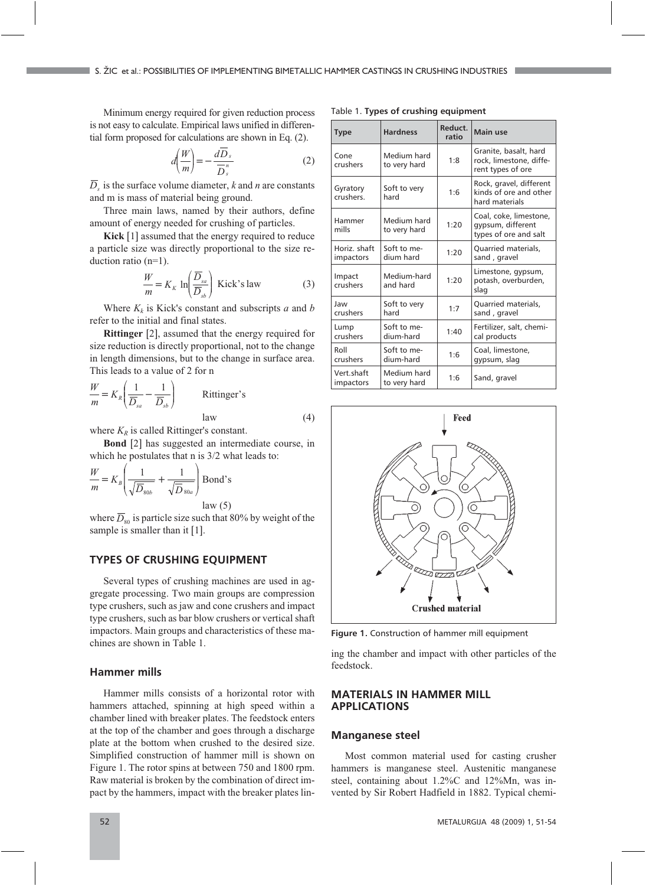Minimum energy required for given reduction process is not easy to calculate. Empirical laws unified in differential form proposed for calculations are shown in Eq. (2).

$$d\left(\frac{W}{m}\right) = -\frac{d\overline{D}_s}{\overline{D}_s^n} \tag{2}$$

$\overline{D}_s$ is the surface volume diameter, *k* and *n* are constants and m is mass of material being ground.

Three main laws, named by their authors, define amount of energy needed for crushing of particles.

**Kick** [1] assumed that the energy required to reduce a particle size was directly proportional to the size reduction ratio (n=1).

$$\frac{W}{m} = K_K \ln\left(\frac{\overline{D}_{sa}}{\overline{D}_{sb}}\right) \text{ Kick's law} \tag{3}$$

Where $K_k$ is Kick's constant and subscripts *a* and *b* refer to the initial and final states.

**Rittinger** [2], assumed that the energy required for size reduction is directly proportional, not to the change in length dimensions, but to the change in surface area. This leads to a value of 2 for n

$$\frac{W}{m} = K_R\left(\frac{1}{\overline{D}_{sa}} - \frac{1}{\overline{D}_{sb}}\right) \text{ Rittinger's law} \tag{4}$$

where $K_R$ is called Rittinger's constant.

**Bond** [2] has suggested an intermediate course, in which he postulates that n is 3/2 what leads to:

$$\frac{W}{m} = K_B\left(\frac{1}{\sqrt{\overline{D}_{80b}}} + \frac{1}{\sqrt{\overline{D}_{80a}}}\right) \text{ Bond's law} \tag{5}$$

where $\overline{D}_{80}$ is particle size such that 80% by weight of the sample is smaller than it [1].

## TYPES OF CRUSHING EQUIPMENT

Several types of crushing machines are used in aggregate processing. Two main groups are compression type crushers, such as jaw and cone crushers and impact type crushers, such as bar blow crushers or vertical shaft impactors. Main groups and characteristics of these machines are shown in Table 1.

### Hammer mills

Hammer mills consists of a horizontal rotor with hammers attached, spinning at high speed within a chamber lined with breaker plates. The feedstock enters at the top of the chamber and goes through a discharge plate at the bottom when crushed to the desired size. Simplified construction of hammer mill is shown on Figure 1. The rotor spins at between 750 and 1800 rpm. Raw material is broken by the combination of direct impact by the hammers, impact with the breaker plates lining the chamber and impact with other particles of the feedstock.

Table 1. **Types of crushing equipment**

| Type | Hardness | Reduct. ratio | Main use |
|---|---|---|---|
| Cone crushers | Medium hard to very hard | 1:8 | Granite, basalt, hard rock, limestone, different types of ore |
| Gyratory crushers. | Soft to very hard | 1:6 | Rock, gravel, different kinds of ore and other hard materials |
| Hammer mills | Medium hard to very hard | 1:20 | Coal, coke, limestone, gypsum, different types of ore and salt |
| Horiz. shaft impactors | Soft to medium hard | 1:20 | Quarried materials, sand , gravel |
| Impact crushers | Medium-hard and hard | 1:20 | Limestone, gypsum, potash, overburden, slag |
| Jaw crushers | Soft to very hard | 1:7 | Quarried materials, sand , gravel |
| Lump crushers | Soft to medium-hard | 1:40 | Fertilizer, salt, chemical products |
| Roll crushers | Soft to medium-hard | 1:6 | Coal, limestone, gypsum, slag |
| Vert.shaft impactors | Medium hard to very hard | 1:6 | Sand, gravel |

**Figure 1.** Construction of hammer mill equipment

## MATERIALS IN HAMMER MILL APPLICATIONS

### Manganese steel

Most common material used for casting crusher hammers is manganese steel. Austenitic manganese steel, containing about 1.2%C and 12%Mn, was invented by Sir Robert Hadfield in 1882. Typical chemi-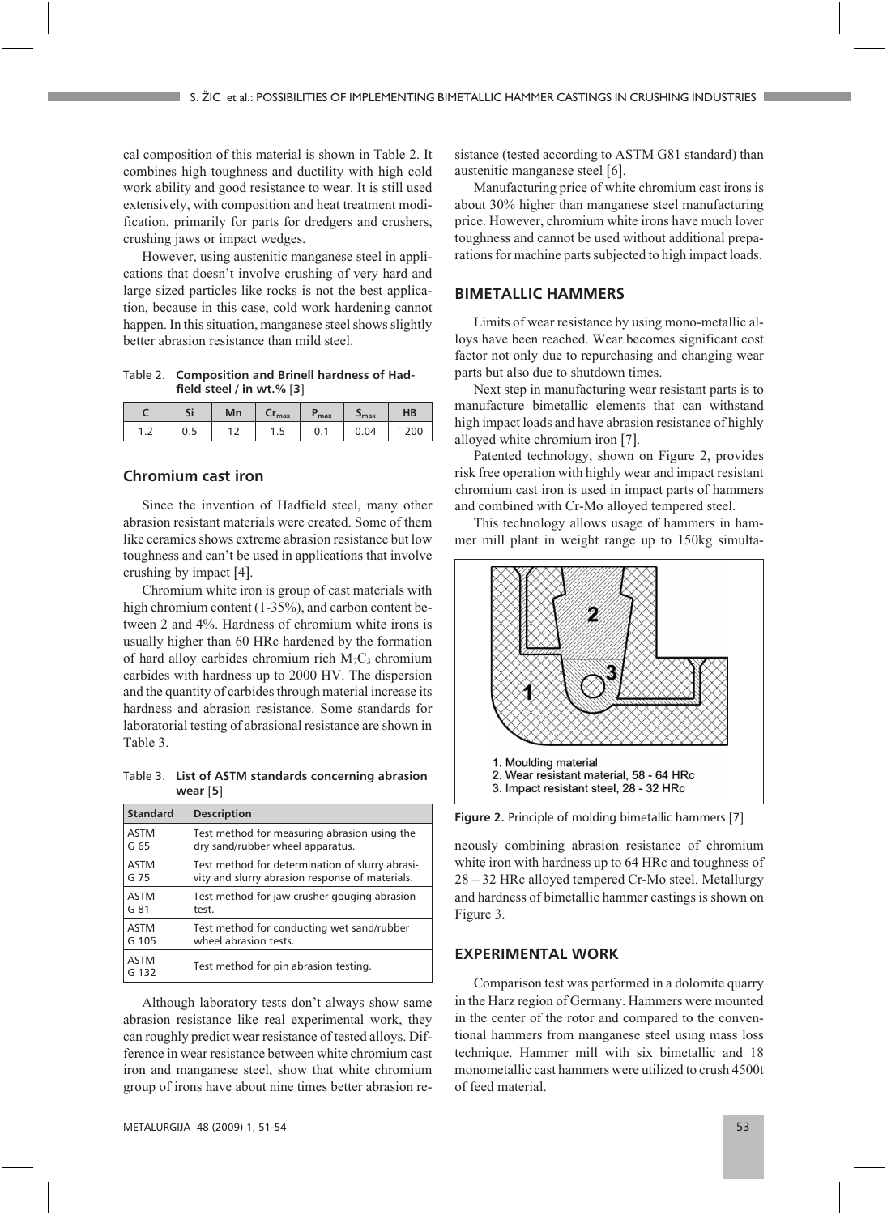cal composition of this material is shown in Table 2. It combines high toughness and ductility with high cold work ability and good resistance to wear. It is still used extensively, with composition and heat treatment modification, primarily for parts for dredgers and crushers, crushing jaws or impact wedges.

However, using austenitic manganese steel in applications that doesn't involve crushing of very hard and large sized particles like rocks is not the best application, because in this case, cold work hardening cannot happen. In this situation, manganese steel shows slightly better abrasion resistance than mild steel.

Table 2. **Composition and Brinell hardness of Hadfield steel / in wt.% [3]**

| C | Si | Mn | $Cr_{max}$ | $P_{max}$ | $S_{max}$ | HB |
|---|---|---|---|---|---|---|
| 1.2 | 0.5 | 12 | 1.5 | 0.1 | 0.04 | ˜ 200 |

### Chromium cast iron

Since the invention of Hadfield steel, many other abrasion resistant materials were created. Some of them like ceramics shows extreme abrasion resistance but low toughness and can't be used in applications that involve crushing by impact [4].

Chromium white iron is group of cast materials with high chromium content (1-35%), and carbon content between 2 and 4%. Hardness of chromium white irons is usually higher than 60 HRc hardened by the formation of hard alloy carbides chromium rich $M_7C_3$ chromium carbides with hardness up to 2000 HV. The dispersion and the quantity of carbides through material increase its hardness and abrasion resistance. Some standards for laboratorial testing of abrasional resistance are shown in Table 3.

Table 3. **List of ASTM standards concerning abrasion wear [5]**

| Standard | Description |
|---|---|
| ASTM G 65 | Test method for measuring abrasion using the dry sand/rubber wheel apparatus. |
| ASTM G 75 | Test method for determination of slurry abrasivity and slurry abrasion response of materials. |
| ASTM G 81 | Test method for jaw crusher gouging abrasion test. |
| ASTM G 105 | Test method for conducting wet sand/rubber wheel abrasion tests. |
| ASTM G 132 | Test method for pin abrasion testing. |

Although laboratory tests don't always show same abrasion resistance like real experimental work, they can roughly predict wear resistance of tested alloys. Difference in wear resistance between white chromium cast iron and manganese steel, show that white chromium group of irons have about nine times better abrasion resistance (tested according to ASTM G81 standard) than austenitic manganese steel [6].

Manufacturing price of white chromium cast irons is about 30% higher than manganese steel manufacturing price. However, chromium white irons have much lover toughness and cannot be used without additional preparations for machine parts subjected to high impact loads.

## BIMETALLIC HAMMERS

Limits of wear resistance by using mono-metallic alloys have been reached. Wear becomes significant cost factor not only due to repurchasing and changing wear parts but also due to shutdown times.

Next step in manufacturing wear resistant parts is to manufacture bimetallic elements that can withstand high impact loads and have abrasion resistance of highly alloyed white chromium iron [7].

Patented technology, shown on Figure 2, provides risk free operation with highly wear and impact resistant chromium cast iron is used in impact parts of hammers and combined with Cr-Mo alloyed tempered steel.

This technology allows usage of hammers in hammer mill plant in weight range up to 150kg simultaneously combining abrasion resistance of chromium white iron with hardness up to 64 HRc and toughness of 28 – 32 HRc alloyed tempered Cr-Mo steel. Metallurgy and hardness of bimetallic hammer castings is shown on Figure 3.

2

3

1

1. Moulding material
2. Wear resistant material, 58 - 64 HRc
3. Impact resistant steel, 28 - 32 HRc

**Figure 2.** Principle of molding bimetallic hammers [7]

## EXPERIMENTAL WORK

Comparison test was performed in a dolomite quarry in the Harz region of Germany. Hammers were mounted in the center of the rotor and compared to the conventional hammers from manganese steel using mass loss technique. Hammer mill with six bimetallic and 18 monometallic cast hammers were utilized to crush 4500t of feed material.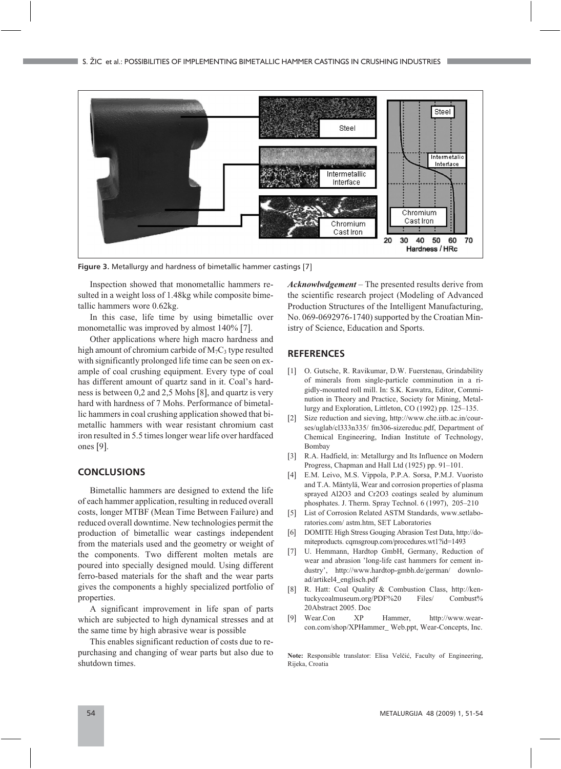Steel

Intermetallic Interface

Chromium Cast Iron

Steel

Intermetalic Interface

Chromium Cast Iron

20 30 40 50 60 70

Hardness / HRc

Figure 3. Metallurgy and hardness of bimetallic hammer castings [7]

Inspection showed that monometallic hammers resulted in a weight loss of 1.48kg while composite bimetallic hammers wore 0.62kg.

In this case, life time by using bimetallic over monometallic was improved by almost 140% [7].

Other applications where high macro hardness and high amount of chromium carbide of $M_7C_3$ type resulted with significantly prolonged life time can be seen on example of coal crushing equipment. Every type of coal has different amount of quartz sand in it. Coal's hardness is between 0,2 and 2,5 Mohs [8], and quartz is very hard with hardness of 7 Mohs. Performance of bimetallic hammers in coal crushing application showed that bimetallic hammers with wear resistant chromium cast iron resulted in 5.5 times longer wear life over hardfaced ones [9].

## CONCLUSIONS

Bimetallic hammers are designed to extend the life of each hammer application, resulting in reduced overall costs, longer MTBF (Mean Time Between Failure) and reduced overall downtime. New technologies permit the production of bimetallic wear castings independent from the materials used and the geometry or weight of the components. Two different molten metals are poured into specially designed mould. Using different ferro-based materials for the shaft and the wear parts gives the components a highly specialized portfolio of properties.

A significant improvement in life span of parts which are subjected to high dynamical stresses and at the same time by high abrasive wear is possible

This enables significant reduction of costs due to repurchasing and changing of wear parts but also due to shutdown times.

***Acknowlwdgement*** – The presented results derive from the scientific research project (Modeling of Advanced Production Structures of the Intelligent Manufacturing, No. 069-0692976-1740) supported by the Croatian Ministry of Science, Education and Sports.

## REFERENCES

[1] O. Gutsche, R. Ravikumar, D.W. Fuerstenau, Grindability of minerals from single-particle comminution in a rigidly-mounted roll mill. In: S.K. Kawatra, Editor, Comminution in Theory and Practice, Society for Mining, Metallurgy and Exploration, Littleton, CO (1992) pp. 125–135.

[2] Size reduction and sieving, http://www.che.iitb.ac.in/courses/uglab/cl333n335/ fm306-sizereduc.pdf, Department of Chemical Engineering, Indian Institute of Technology, Bombay

[3] R.A. Hadfield, in: Metallurgy and Its Influence on Modern Progress, Chapman and Hall Ltd (1925) pp. 91–101.

[4] E.M. Leivo, M.S. Vippola, P.P.A. Sorsa, P.M.J. Vuoristo and T.A. Mäntylä, Wear and corrosion properties of plasma sprayed Al2O3 and Cr2O3 coatings sealed by aluminum phosphates. J. Therm. Spray Technol. 6 (1997), 205–210

[5] List of Corrosion Related ASTM Standards, www.setlaboratories.com/ astm.htm, SET Laboratories

[6] DOMITE High Stress Gouging Abrasion Test Data, http://domiteproducts. cqmsgroup.com/procedures.wt1?id=1493

[7] U. Hemmann, Hardtop GmbH, Germany, Reduction of wear and abrasion 'long-life cast hammers for cement industry', http://www.hardtop-gmbh.de/german/ download/artikel4_englisch.pdf

[8] R. Hatt: Coal Quality & Combustion Class, http://kentuckycoalmuseum.org/PDF%20 Files/ Combust%20Abstract 2005. Doc

[9] Wear.Con XP Hammer, http://www.wearcon.com/shop/XPHammer_ Web.ppt, Wear-Concepts, Inc.

**Note:** Responsible translator: Elisa Velčić, Faculty of Engineering, Rijeka, Croatia